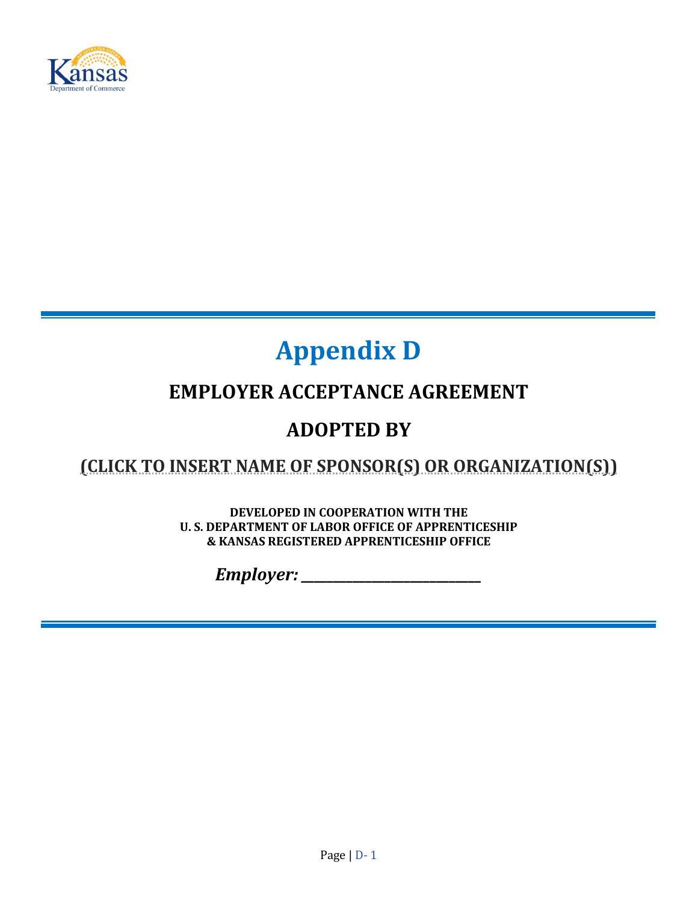# Appendix D

## EMPLOYER ACCEPTANCE AGREEMENT

## ADOPTED BY

## (CLICK TO INSERT NAME OF SPONSOR(S) OR ORGANIZATION(S))

**DEVELOPED IN COOPERATION WITH THE**
**U. S. DEPARTMENT OF LABOR OFFICE OF APPRENTICESHIP**
**& KANSAS REGISTERED APPRENTICESHIP OFFICE**

***Employer: ___________________________***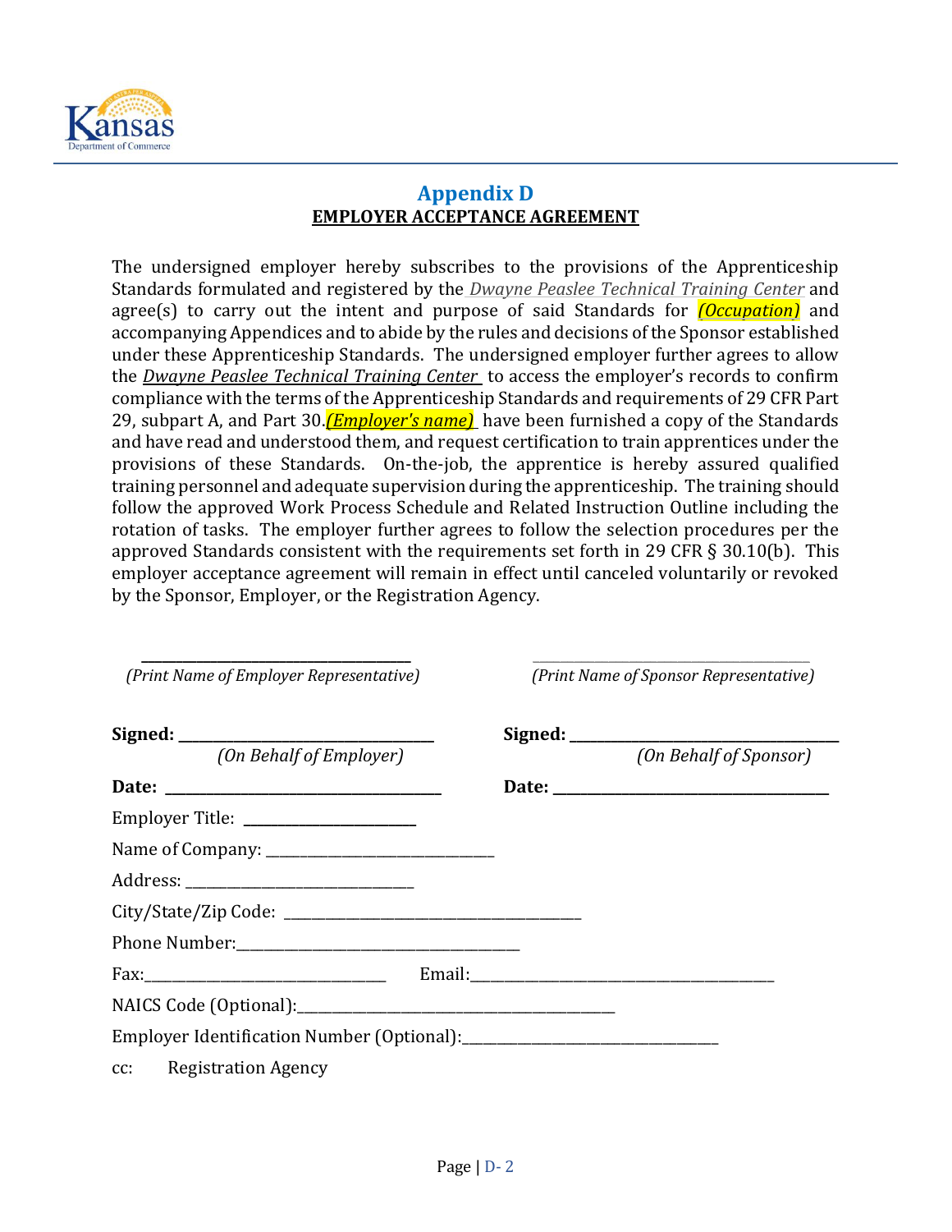## Appendix D

**EMPLOYER ACCEPTANCE AGREEMENT**

The undersigned employer hereby subscribes to the provisions of the Apprenticeship Standards formulated and registered by the *Dwayne Peaslee Technical Training Center* and agree(s) to carry out the intent and purpose of said Standards for ***(Occupation)*** and accompanying Appendices and to abide by the rules and decisions of the Sponsor established under these Apprenticeship Standards. The undersigned employer further agrees to allow the *Dwayne Peaslee Technical Training Center* to access the employer's records to confirm compliance with the terms of the Apprenticeship Standards and requirements of 29 CFR Part 29, subpart A, and Part 30.***(Employer's name)*** have been furnished a copy of the Standards and have read and understood them, and request certification to train apprentices under the provisions of these Standards. On-the-job, the apprentice is hereby assured qualified training personnel and adequate supervision during the apprenticeship. The training should follow the approved Work Process Schedule and Related Instruction Outline including the rotation of tasks. The employer further agrees to follow the selection procedures per the approved Standards consistent with the requirements set forth in 29 CFR § 30.10(b). This employer acceptance agreement will remain in effect until canceled voluntarily or revoked by the Sponsor, Employer, or the Registration Agency.

| | |
|---|---|
| ______________________ *(Print Name of Employer Representative)* | ______________________ *(Print Name of Sponsor Representative)* |
| **Signed:** ______________________ *(On Behalf of Employer)* | **Signed:** ______________________ *(On Behalf of Sponsor)* |
| **Date:** ______________________ | **Date:** ______________________ |

Employer Title: ______________________

Name of Company: ______________________

Address: ______________________

City/State/Zip Code: ______________________

Phone Number: ______________________

Fax: ______________________ Email: ______________________

NAICS Code (Optional): ______________________

Employer Identification Number (Optional): ______________________

cc: Registration Agency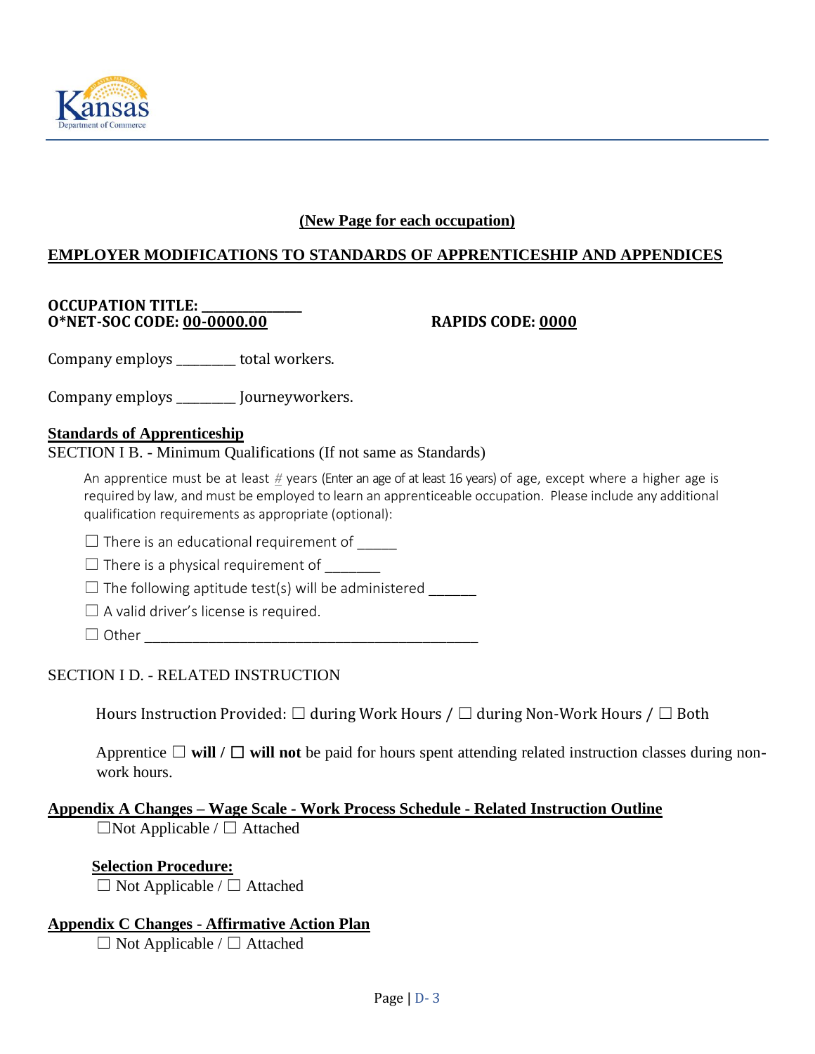**(New Page for each occupation)**

## EMPLOYER MODIFICATIONS TO STANDARDS OF APPRENTICESHIP AND APPENDICES

**OCCUPATION TITLE: _______________**
**O*NET-SOC CODE: 00-0000.00** **RAPIDS CODE: 0000**

Company employs ________ total workers.

Company employs ________ Journeyworkers.

### Standards of Apprenticeship

SECTION I B. - Minimum Qualifications (If not same as Standards)

An apprentice must be at least # years (Enter an age of at least 16 years) of age, except where a higher age is required by law, and must be employed to learn an apprenticeable occupation. Please include any additional qualification requirements as appropriate (optional):

☐ There is an educational requirement of _____

☐ There is a physical requirement of _______

☐ The following aptitude test(s) will be administered ______

☐ A valid driver's license is required.

☐ Other ____________________________________________

SECTION I D. - RELATED INSTRUCTION

Hours Instruction Provided: ☐ during Work Hours / ☐ during Non-Work Hours / ☐ Both

Apprentice ☐ **will** / ☐ **will not** be paid for hours spent attending related instruction classes during non-work hours.

### Appendix A Changes – Wage Scale - Work Process Schedule - Related Instruction Outline

☐Not Applicable / ☐ Attached

**Selection Procedure:**

☐ Not Applicable / ☐ Attached

### Appendix C Changes - Affirmative Action Plan

☐ Not Applicable / ☐ Attached